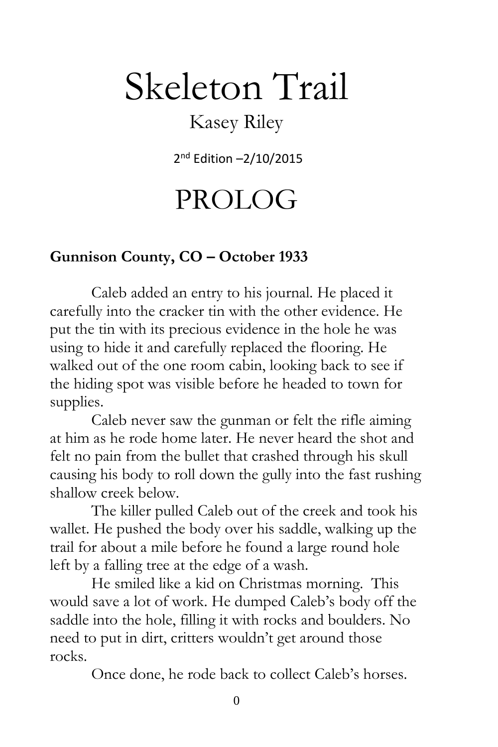# Skeleton Trail

Kasey Riley

2nd Edition –2/10/2015

# PROLOG

**Gunnison County, CO – October 1933**

Caleb added an entry to his journal. He placed it carefully into the cracker tin with the other evidence. He put the tin with its precious evidence in the hole he was using to hide it and carefully replaced the flooring. He walked out of the one room cabin, looking back to see if the hiding spot was visible before he headed to town for supplies.

Caleb never saw the gunman or felt the rifle aiming at him as he rode home later. He never heard the shot and felt no pain from the bullet that crashed through his skull causing his body to roll down the gully into the fast rushing shallow creek below.

The killer pulled Caleb out of the creek and took his wallet. He pushed the body over his saddle, walking up the trail for about a mile before he found a large round hole left by a falling tree at the edge of a wash.

He smiled like a kid on Christmas morning. This would save a lot of work. He dumped Caleb's body off the saddle into the hole, filling it with rocks and boulders. No need to put in dirt, critters wouldn't get around those rocks.

Once done, he rode back to collect Caleb's horses.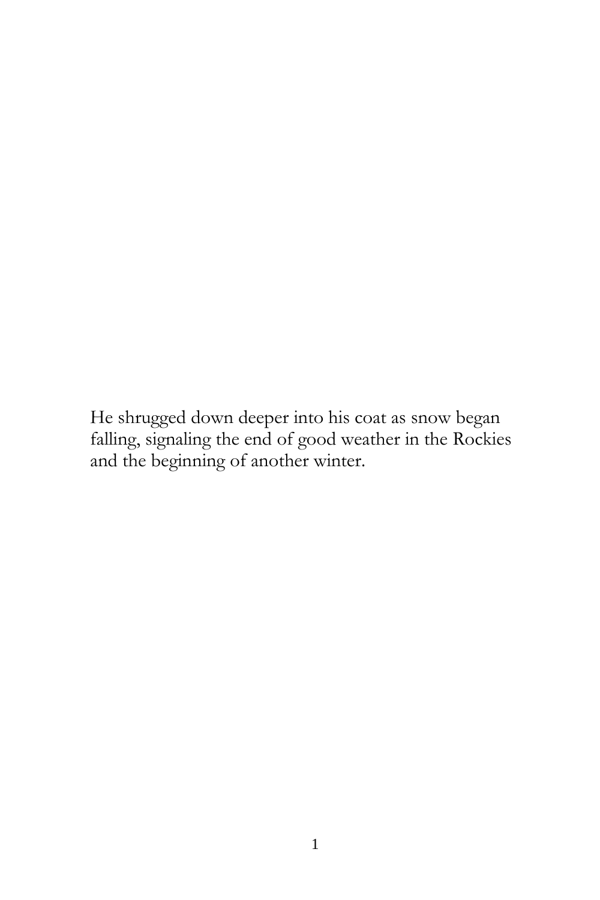He shrugged down deeper into his coat as snow began falling, signaling the end of good weather in the Rockies and the beginning of another winter.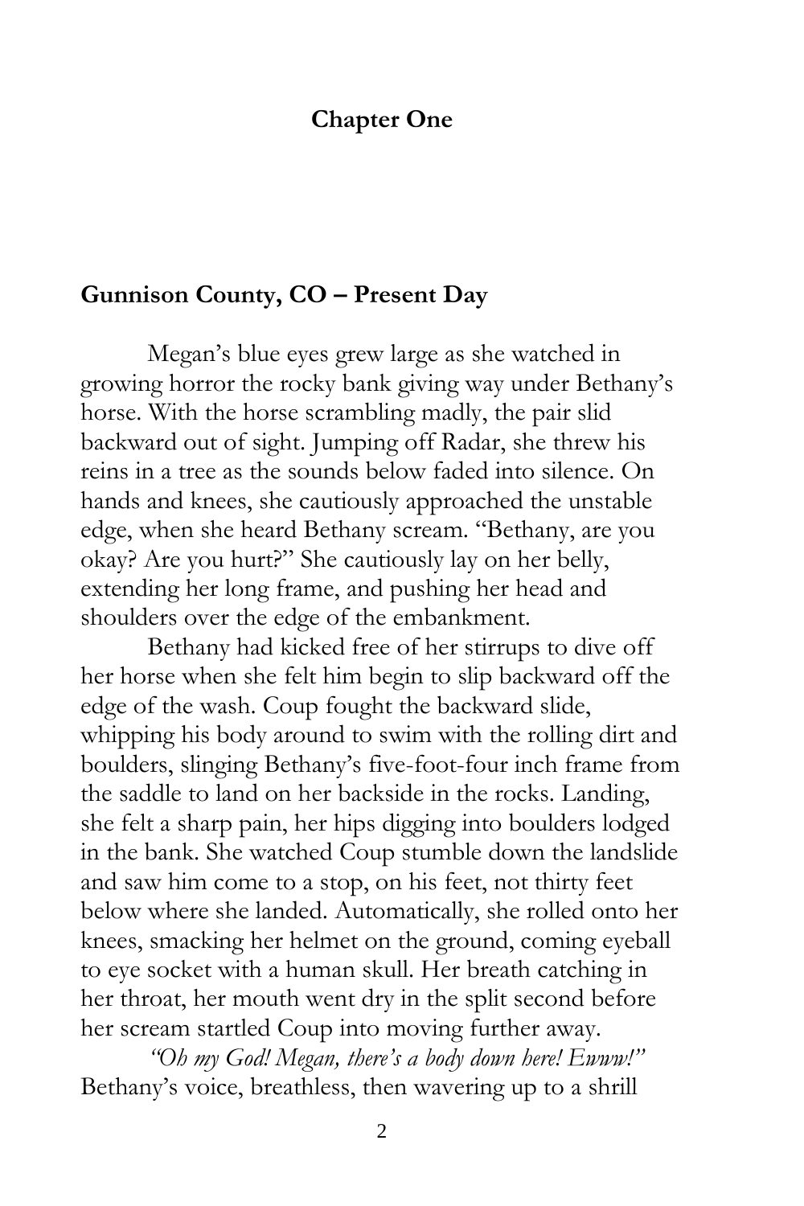## Chapter One

### Gunnison County, CO – Present Day

Megan's blue eyes grew large as she watched in growing horror the rocky bank giving way under Bethany's horse. With the horse scrambling madly, the pair slid backward out of sight. Jumping off Radar, she threw his reins in a tree as the sounds below faded into silence. On hands and knees, she cautiously approached the unstable edge, when she heard Bethany scream. "Bethany, are you okay? Are you hurt?" She cautiously lay on her belly, extending her long frame, and pushing her head and shoulders over the edge of the embankment.

Bethany had kicked free of her stirrups to dive off her horse when she felt him begin to slip backward off the edge of the wash. Coup fought the backward slide, whipping his body around to swim with the rolling dirt and boulders, slinging Bethany's five-foot-four inch frame from the saddle to land on her backside in the rocks. Landing, she felt a sharp pain, her hips digging into boulders lodged in the bank. She watched Coup stumble down the landslide and saw him come to a stop, on his feet, not thirty feet below where she landed. Automatically, she rolled onto her knees, smacking her helmet on the ground, coming eyeball to eye socket with a human skull. Her breath catching in her throat, her mouth went dry in the split second before her scream startled Coup into moving further away.

*"Oh my God! Megan, there's a body down here! Ewww!"* Bethany's voice, breathless, then wavering up to a shrill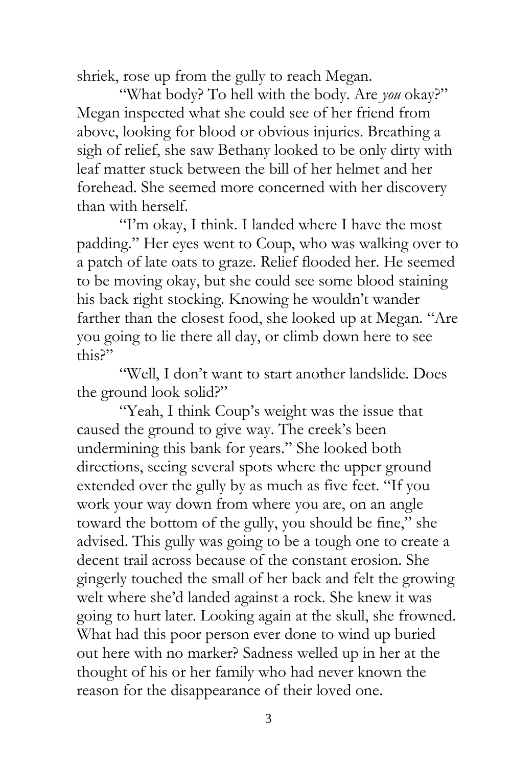shriek, rose up from the gully to reach Megan.

"What body? To hell with the body. Are *you* okay?" Megan inspected what she could see of her friend from above, looking for blood or obvious injuries. Breathing a sigh of relief, she saw Bethany looked to be only dirty with leaf matter stuck between the bill of her helmet and her forehead. She seemed more concerned with her discovery than with herself.

"I'm okay, I think. I landed where I have the most padding." Her eyes went to Coup, who was walking over to a patch of late oats to graze. Relief flooded her. He seemed to be moving okay, but she could see some blood staining his back right stocking. Knowing he wouldn't wander farther than the closest food, she looked up at Megan. "Are you going to lie there all day, or climb down here to see this?"

"Well, I don't want to start another landslide. Does the ground look solid?"

"Yeah, I think Coup's weight was the issue that caused the ground to give way. The creek's been undermining this bank for years." She looked both directions, seeing several spots where the upper ground extended over the gully by as much as five feet. "If you work your way down from where you are, on an angle toward the bottom of the gully, you should be fine," she advised. This gully was going to be a tough one to create a decent trail across because of the constant erosion. She gingerly touched the small of her back and felt the growing welt where she'd landed against a rock. She knew it was going to hurt later. Looking again at the skull, she frowned. What had this poor person ever done to wind up buried out here with no marker? Sadness welled up in her at the thought of his or her family who had never known the reason for the disappearance of their loved one.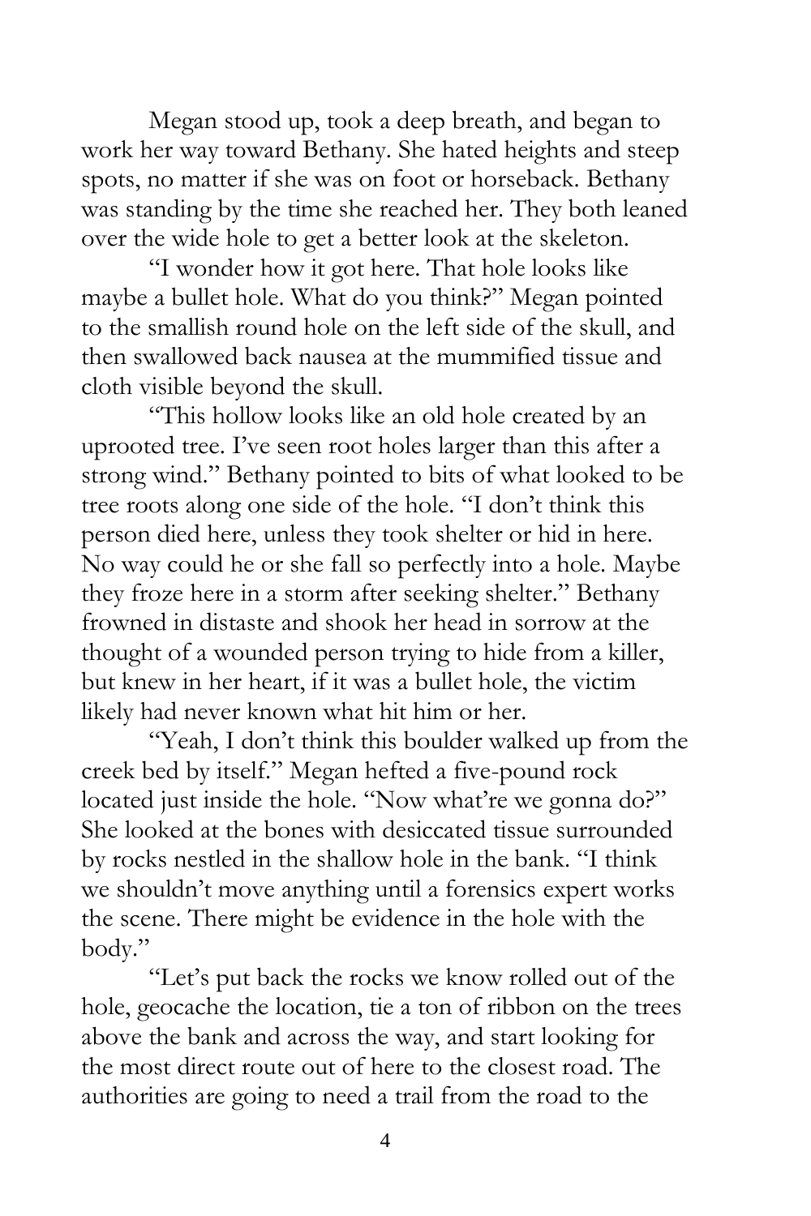Megan stood up, took a deep breath, and began to work her way toward Bethany. She hated heights and steep spots, no matter if she was on foot or horseback. Bethany was standing by the time she reached her. They both leaned over the wide hole to get a better look at the skeleton.

"I wonder how it got here. That hole looks like maybe a bullet hole. What do you think?" Megan pointed to the smallish round hole on the left side of the skull, and then swallowed back nausea at the mummified tissue and cloth visible beyond the skull.

"This hollow looks like an old hole created by an uprooted tree. I've seen root holes larger than this after a strong wind." Bethany pointed to bits of what looked to be tree roots along one side of the hole. "I don't think this person died here, unless they took shelter or hid in here. No way could he or she fall so perfectly into a hole. Maybe they froze here in a storm after seeking shelter." Bethany frowned in distaste and shook her head in sorrow at the thought of a wounded person trying to hide from a killer, but knew in her heart, if it was a bullet hole, the victim likely had never known what hit him or her.

"Yeah, I don't think this boulder walked up from the creek bed by itself." Megan hefted a five-pound rock located just inside the hole. "Now what're we gonna do?" She looked at the bones with desiccated tissue surrounded by rocks nestled in the shallow hole in the bank. "I think we shouldn't move anything until a forensics expert works the scene. There might be evidence in the hole with the body."

"Let's put back the rocks we know rolled out of the hole, geocache the location, tie a ton of ribbon on the trees above the bank and across the way, and start looking for the most direct route out of here to the closest road. The authorities are going to need a trail from the road to the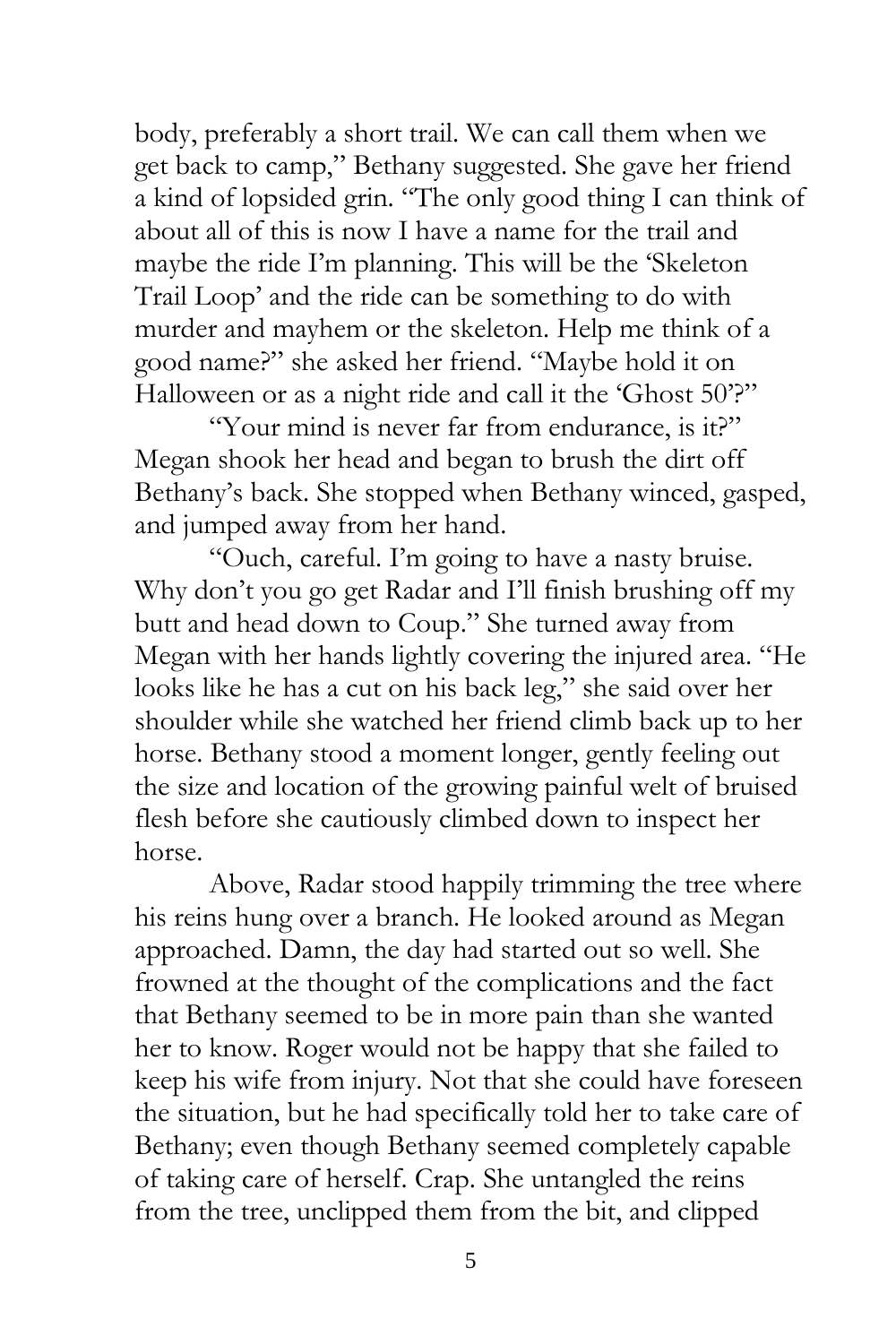body, preferably a short trail. We can call them when we get back to camp," Bethany suggested. She gave her friend a kind of lopsided grin. "The only good thing I can think of about all of this is now I have a name for the trail and maybe the ride I'm planning. This will be the 'Skeleton Trail Loop' and the ride can be something to do with murder and mayhem or the skeleton. Help me think of a good name?" she asked her friend. "Maybe hold it on Halloween or as a night ride and call it the 'Ghost 50'?"

"Your mind is never far from endurance, is it?" Megan shook her head and began to brush the dirt off Bethany's back. She stopped when Bethany winced, gasped, and jumped away from her hand.

"Ouch, careful. I'm going to have a nasty bruise. Why don't you go get Radar and I'll finish brushing off my butt and head down to Coup." She turned away from Megan with her hands lightly covering the injured area. "He looks like he has a cut on his back leg," she said over her shoulder while she watched her friend climb back up to her horse. Bethany stood a moment longer, gently feeling out the size and location of the growing painful welt of bruised flesh before she cautiously climbed down to inspect her horse.

Above, Radar stood happily trimming the tree where his reins hung over a branch. He looked around as Megan approached. Damn, the day had started out so well. She frowned at the thought of the complications and the fact that Bethany seemed to be in more pain than she wanted her to know. Roger would not be happy that she failed to keep his wife from injury. Not that she could have foreseen the situation, but he had specifically told her to take care of Bethany; even though Bethany seemed completely capable of taking care of herself. Crap. She untangled the reins from the tree, unclipped them from the bit, and clipped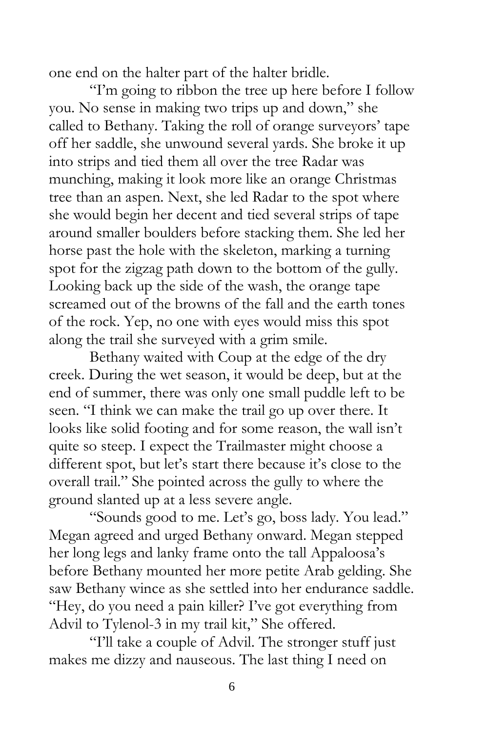one end on the halter part of the halter bridle.

"I'm going to ribbon the tree up here before I follow you. No sense in making two trips up and down," she called to Bethany. Taking the roll of orange surveyors' tape off her saddle, she unwound several yards. She broke it up into strips and tied them all over the tree Radar was munching, making it look more like an orange Christmas tree than an aspen. Next, she led Radar to the spot where she would begin her decent and tied several strips of tape around smaller boulders before stacking them. She led her horse past the hole with the skeleton, marking a turning spot for the zigzag path down to the bottom of the gully. Looking back up the side of the wash, the orange tape screamed out of the browns of the fall and the earth tones of the rock. Yep, no one with eyes would miss this spot along the trail she surveyed with a grim smile.

Bethany waited with Coup at the edge of the dry creek. During the wet season, it would be deep, but at the end of summer, there was only one small puddle left to be seen. "I think we can make the trail go up over there. It looks like solid footing and for some reason, the wall isn't quite so steep. I expect the Trailmaster might choose a different spot, but let's start there because it's close to the overall trail." She pointed across the gully to where the ground slanted up at a less severe angle.

"Sounds good to me. Let's go, boss lady. You lead." Megan agreed and urged Bethany onward. Megan stepped her long legs and lanky frame onto the tall Appaloosa's before Bethany mounted her more petite Arab gelding. She saw Bethany wince as she settled into her endurance saddle. "Hey, do you need a pain killer? I've got everything from Advil to Tylenol-3 in my trail kit," She offered.

"I'll take a couple of Advil. The stronger stuff just makes me dizzy and nauseous. The last thing I need on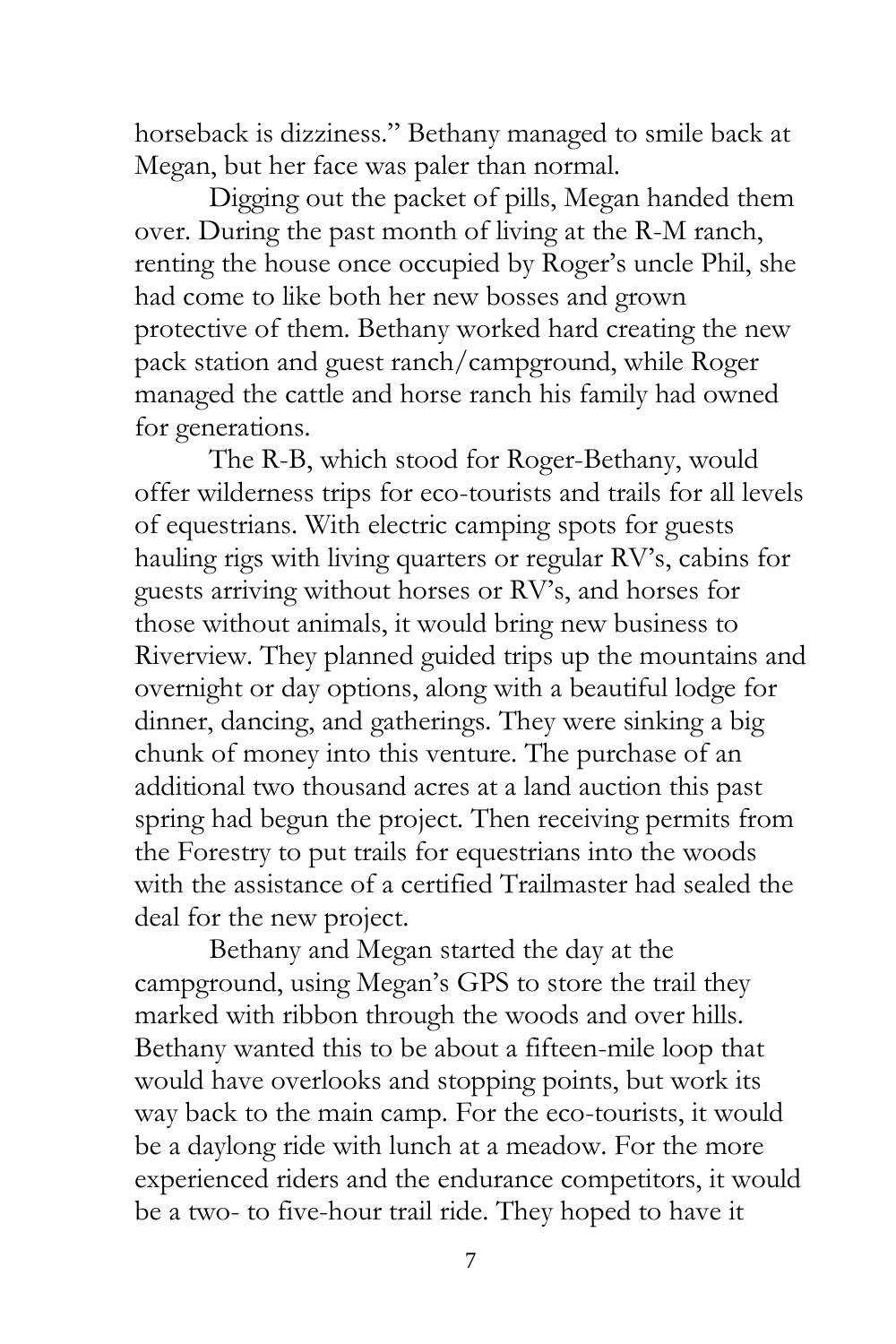horseback is dizziness." Bethany managed to smile back at Megan, but her face was paler than normal.

Digging out the packet of pills, Megan handed them over. During the past month of living at the R-M ranch, renting the house once occupied by Roger's uncle Phil, she had come to like both her new bosses and grown protective of them. Bethany worked hard creating the new pack station and guest ranch/campground, while Roger managed the cattle and horse ranch his family had owned for generations.

The R-B, which stood for Roger-Bethany, would offer wilderness trips for eco-tourists and trails for all levels of equestrians. With electric camping spots for guests hauling rigs with living quarters or regular RV's, cabins for guests arriving without horses or RV's, and horses for those without animals, it would bring new business to Riverview. They planned guided trips up the mountains and overnight or day options, along with a beautiful lodge for dinner, dancing, and gatherings. They were sinking a big chunk of money into this venture. The purchase of an additional two thousand acres at a land auction this past spring had begun the project. Then receiving permits from the Forestry to put trails for equestrians into the woods with the assistance of a certified Trailmaster had sealed the deal for the new project.

Bethany and Megan started the day at the campground, using Megan's GPS to store the trail they marked with ribbon through the woods and over hills. Bethany wanted this to be about a fifteen-mile loop that would have overlooks and stopping points, but work its way back to the main camp. For the eco-tourists, it would be a daylong ride with lunch at a meadow. For the more experienced riders and the endurance competitors, it would be a two- to five-hour trail ride. They hoped to have it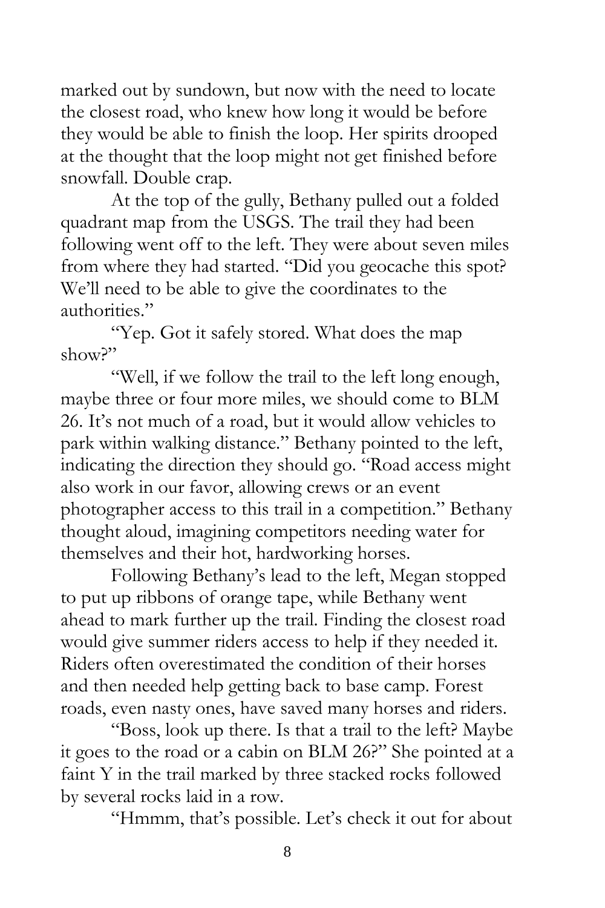marked out by sundown, but now with the need to locate the closest road, who knew how long it would be before they would be able to finish the loop. Her spirits drooped at the thought that the loop might not get finished before snowfall. Double crap.

At the top of the gully, Bethany pulled out a folded quadrant map from the USGS. The trail they had been following went off to the left. They were about seven miles from where they had started. "Did you geocache this spot? We'll need to be able to give the coordinates to the authorities."

"Yep. Got it safely stored. What does the map show?"

"Well, if we follow the trail to the left long enough, maybe three or four more miles, we should come to BLM 26. It's not much of a road, but it would allow vehicles to park within walking distance." Bethany pointed to the left, indicating the direction they should go. "Road access might also work in our favor, allowing crews or an event photographer access to this trail in a competition." Bethany thought aloud, imagining competitors needing water for themselves and their hot, hardworking horses.

Following Bethany's lead to the left, Megan stopped to put up ribbons of orange tape, while Bethany went ahead to mark further up the trail. Finding the closest road would give summer riders access to help if they needed it. Riders often overestimated the condition of their horses and then needed help getting back to base camp. Forest roads, even nasty ones, have saved many horses and riders.

"Boss, look up there. Is that a trail to the left? Maybe it goes to the road or a cabin on BLM 26?" She pointed at a faint Y in the trail marked by three stacked rocks followed by several rocks laid in a row.

"Hmmm, that's possible. Let's check it out for about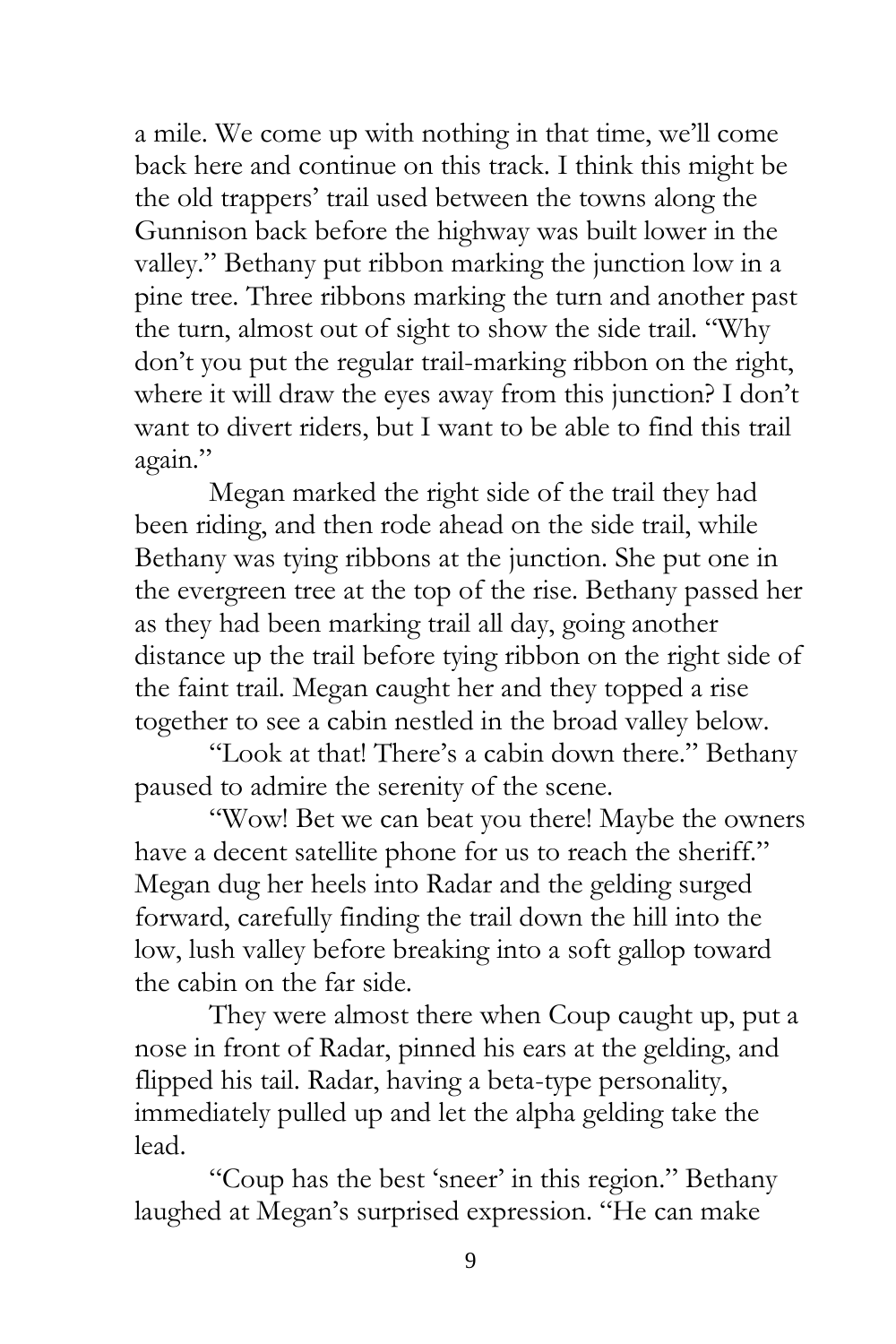a mile. We come up with nothing in that time, we'll come back here and continue on this track. I think this might be the old trappers' trail used between the towns along the Gunnison back before the highway was built lower in the valley." Bethany put ribbon marking the junction low in a pine tree. Three ribbons marking the turn and another past the turn, almost out of sight to show the side trail. "Why don't you put the regular trail-marking ribbon on the right, where it will draw the eyes away from this junction? I don't want to divert riders, but I want to be able to find this trail again."

Megan marked the right side of the trail they had been riding, and then rode ahead on the side trail, while Bethany was tying ribbons at the junction. She put one in the evergreen tree at the top of the rise. Bethany passed her as they had been marking trail all day, going another distance up the trail before tying ribbon on the right side of the faint trail. Megan caught her and they topped a rise together to see a cabin nestled in the broad valley below.

"Look at that! There's a cabin down there." Bethany paused to admire the serenity of the scene.

"Wow! Bet we can beat you there! Maybe the owners have a decent satellite phone for us to reach the sheriff." Megan dug her heels into Radar and the gelding surged forward, carefully finding the trail down the hill into the low, lush valley before breaking into a soft gallop toward the cabin on the far side.

They were almost there when Coup caught up, put a nose in front of Radar, pinned his ears at the gelding, and flipped his tail. Radar, having a beta-type personality, immediately pulled up and let the alpha gelding take the lead.

"Coup has the best 'sneer' in this region." Bethany laughed at Megan's surprised expression. "He can make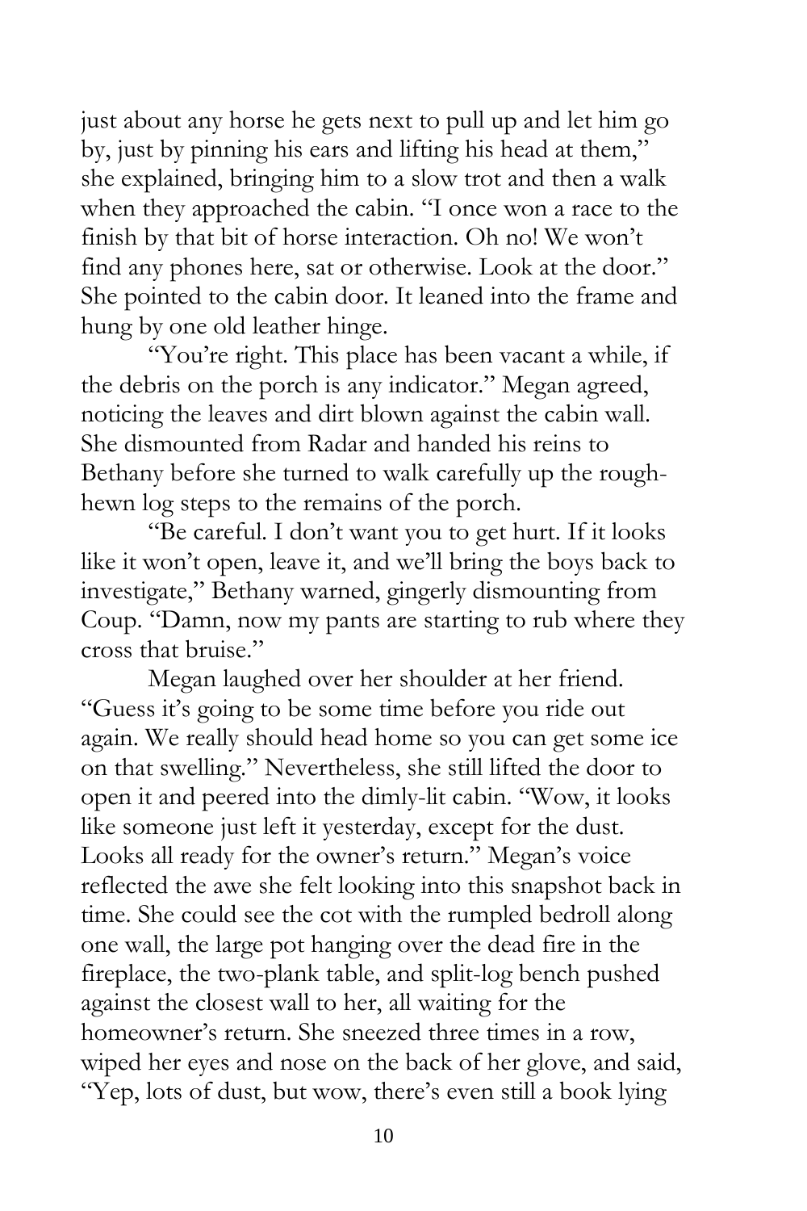just about any horse he gets next to pull up and let him go by, just by pinning his ears and lifting his head at them," she explained, bringing him to a slow trot and then a walk when they approached the cabin. "I once won a race to the finish by that bit of horse interaction. Oh no! We won't find any phones here, sat or otherwise. Look at the door." She pointed to the cabin door. It leaned into the frame and hung by one old leather hinge.

"You're right. This place has been vacant a while, if the debris on the porch is any indicator." Megan agreed, noticing the leaves and dirt blown against the cabin wall. She dismounted from Radar and handed his reins to Bethany before she turned to walk carefully up the rough-hewn log steps to the remains of the porch.

"Be careful. I don't want you to get hurt. If it looks like it won't open, leave it, and we'll bring the boys back to investigate," Bethany warned, gingerly dismounting from Coup. "Damn, now my pants are starting to rub where they cross that bruise."

Megan laughed over her shoulder at her friend. "Guess it's going to be some time before you ride out again. We really should head home so you can get some ice on that swelling." Nevertheless, she still lifted the door to open it and peered into the dimly-lit cabin. "Wow, it looks like someone just left it yesterday, except for the dust. Looks all ready for the owner's return." Megan's voice reflected the awe she felt looking into this snapshot back in time. She could see the cot with the rumpled bedroll along one wall, the large pot hanging over the dead fire in the fireplace, the two-plank table, and split-log bench pushed against the closest wall to her, all waiting for the homeowner's return. She sneezed three times in a row, wiped her eyes and nose on the back of her glove, and said, "Yep, lots of dust, but wow, there's even still a book lying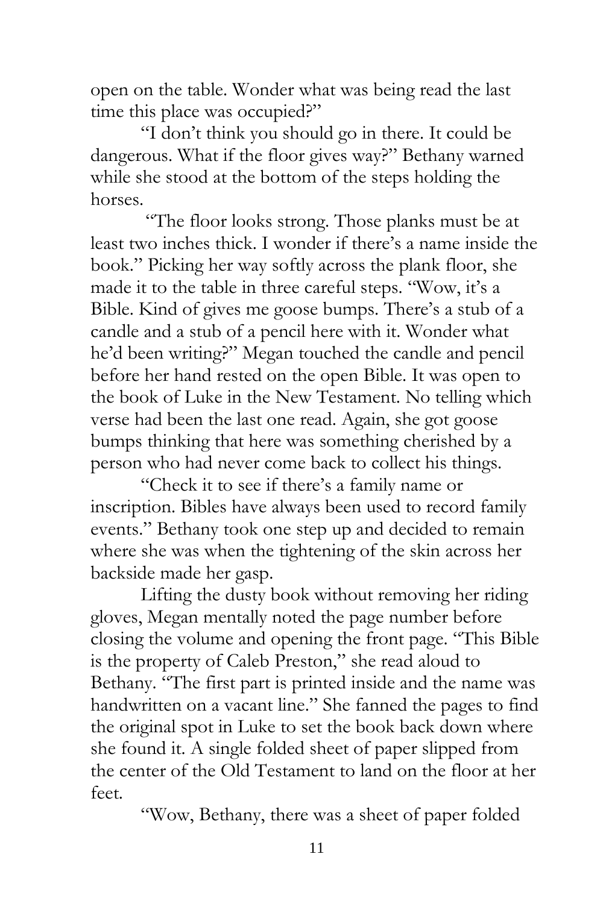open on the table. Wonder what was being read the last time this place was occupied?"

"I don't think you should go in there. It could be dangerous. What if the floor gives way?" Bethany warned while she stood at the bottom of the steps holding the horses.

"The floor looks strong. Those planks must be at least two inches thick. I wonder if there's a name inside the book." Picking her way softly across the plank floor, she made it to the table in three careful steps. "Wow, it's a Bible. Kind of gives me goose bumps. There's a stub of a candle and a stub of a pencil here with it. Wonder what he'd been writing?" Megan touched the candle and pencil before her hand rested on the open Bible. It was open to the book of Luke in the New Testament. No telling which verse had been the last one read. Again, she got goose bumps thinking that here was something cherished by a person who had never come back to collect his things.

"Check it to see if there's a family name or inscription. Bibles have always been used to record family events." Bethany took one step up and decided to remain where she was when the tightening of the skin across her backside made her gasp.

Lifting the dusty book without removing her riding gloves, Megan mentally noted the page number before closing the volume and opening the front page. "This Bible is the property of Caleb Preston," she read aloud to Bethany. "The first part is printed inside and the name was handwritten on a vacant line." She fanned the pages to find the original spot in Luke to set the book back down where she found it. A single folded sheet of paper slipped from the center of the Old Testament to land on the floor at her feet.

"Wow, Bethany, there was a sheet of paper folded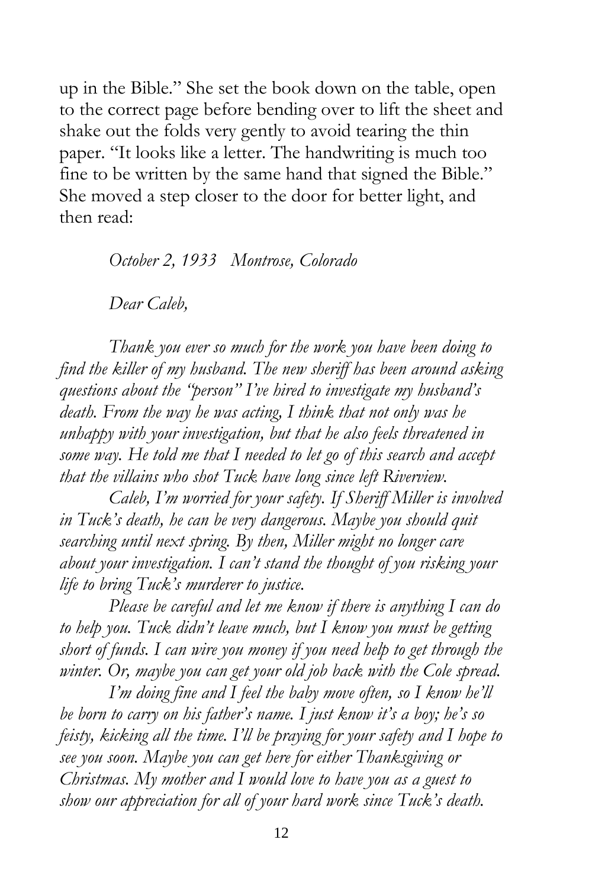up in the Bible." She set the book down on the table, open to the correct page before bending over to lift the sheet and shake out the folds very gently to avoid tearing the thin paper. "It looks like a letter. The handwriting is much too fine to be written by the same hand that signed the Bible." She moved a step closer to the door for better light, and then read:

*October 2, 1933   Montrose, Colorado*

*Dear Caleb,*

*Thank you ever so much for the work you have been doing to find the killer of my husband. The new sheriff has been around asking questions about the "person" I've hired to investigate my husband's death. From the way he was acting, I think that not only was he unhappy with your investigation, but that he also feels threatened in some way. He told me that I needed to let go of this search and accept that the villains who shot Tuck have long since left Riverview.*

*Caleb, I'm worried for your safety. If Sheriff Miller is involved in Tuck's death, he can be very dangerous. Maybe you should quit searching until next spring. By then, Miller might no longer care about your investigation. I can't stand the thought of you risking your life to bring Tuck's murderer to justice.*

*Please be careful and let me know if there is anything I can do to help you. Tuck didn't leave much, but I know you must be getting short of funds. I can wire you money if you need help to get through the winter. Or, maybe you can get your old job back with the Cole spread.*

*I'm doing fine and I feel the baby move often, so I know he'll be born to carry on his father's name. I just know it's a boy; he's so feisty, kicking all the time. I'll be praying for your safety and I hope to see you soon. Maybe you can get here for either Thanksgiving or Christmas. My mother and I would love to have you as a guest to show our appreciation for all of your hard work since Tuck's death.*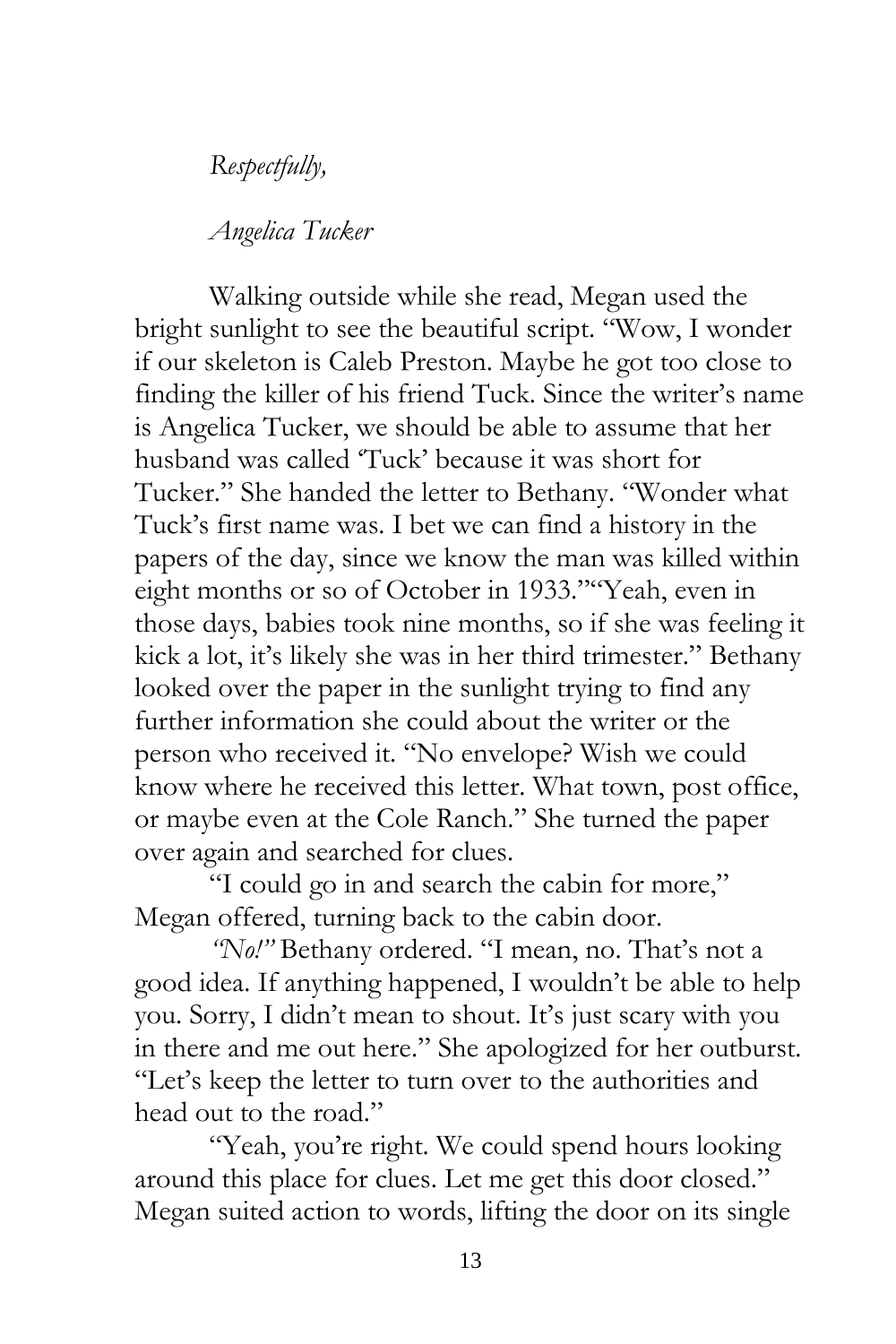*Respectfully,*

*Angelica Tucker*

Walking outside while she read, Megan used the bright sunlight to see the beautiful script. "Wow, I wonder if our skeleton is Caleb Preston. Maybe he got too close to finding the killer of his friend Tuck. Since the writer's name is Angelica Tucker, we should be able to assume that her husband was called 'Tuck' because it was short for Tucker." She handed the letter to Bethany. "Wonder what Tuck's first name was. I bet we can find a history in the papers of the day, since we know the man was killed within eight months or so of October in 1933.""Yeah, even in those days, babies took nine months, so if she was feeling it kick a lot, it's likely she was in her third trimester." Bethany looked over the paper in the sunlight trying to find any further information she could about the writer or the person who received it. "No envelope? Wish we could know where he received this letter. What town, post office, or maybe even at the Cole Ranch." She turned the paper over again and searched for clues.

"I could go in and search the cabin for more," Megan offered, turning back to the cabin door.

*"No!"* Bethany ordered. "I mean, no. That's not a good idea. If anything happened, I wouldn't be able to help you. Sorry, I didn't mean to shout. It's just scary with you in there and me out here." She apologized for her outburst. "Let's keep the letter to turn over to the authorities and head out to the road."

"Yeah, you're right. We could spend hours looking around this place for clues. Let me get this door closed." Megan suited action to words, lifting the door on its single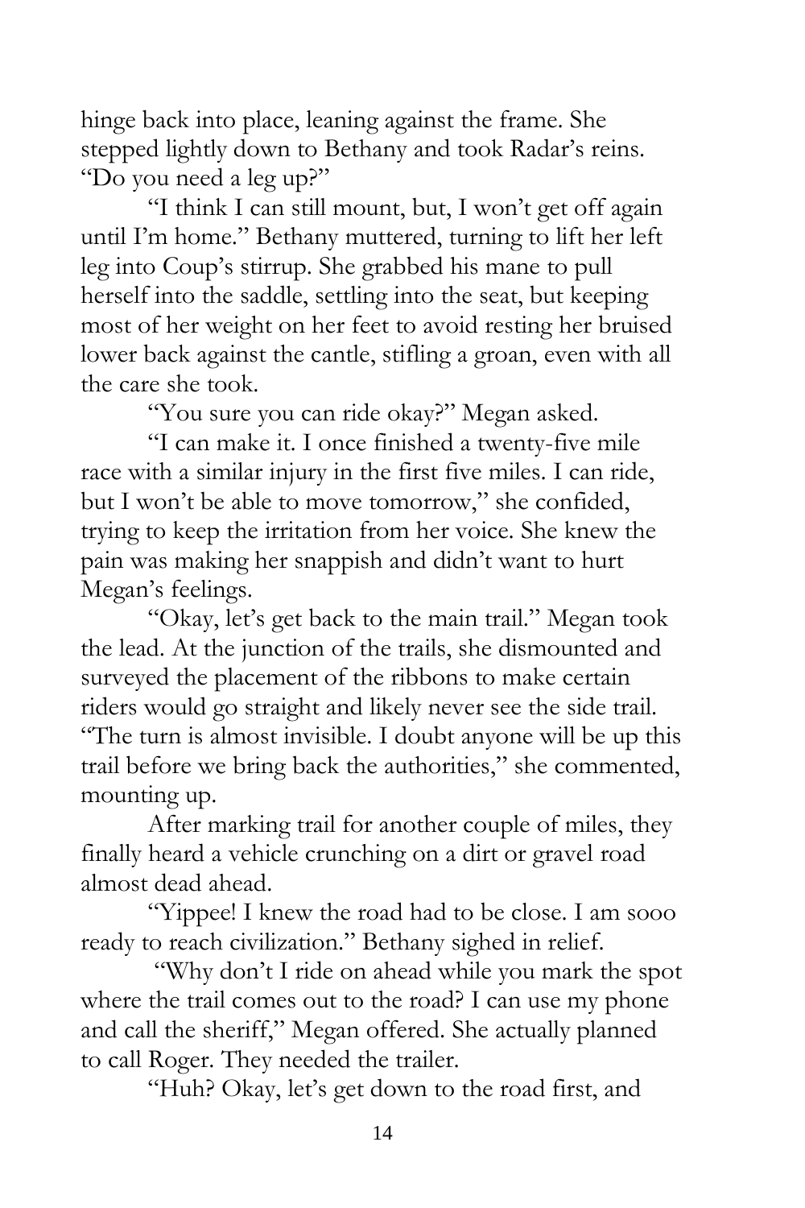hinge back into place, leaning against the frame. She stepped lightly down to Bethany and took Radar's reins. "Do you need a leg up?"

"I think I can still mount, but, I won't get off again until I'm home." Bethany muttered, turning to lift her left leg into Coup's stirrup. She grabbed his mane to pull herself into the saddle, settling into the seat, but keeping most of her weight on her feet to avoid resting her bruised lower back against the cantle, stifling a groan, even with all the care she took.

"You sure you can ride okay?" Megan asked.

"I can make it. I once finished a twenty-five mile race with a similar injury in the first five miles. I can ride, but I won't be able to move tomorrow," she confided, trying to keep the irritation from her voice. She knew the pain was making her snappish and didn't want to hurt Megan's feelings.

"Okay, let's get back to the main trail." Megan took the lead. At the junction of the trails, she dismounted and surveyed the placement of the ribbons to make certain riders would go straight and likely never see the side trail. "The turn is almost invisible. I doubt anyone will be up this trail before we bring back the authorities," she commented, mounting up.

After marking trail for another couple of miles, they finally heard a vehicle crunching on a dirt or gravel road almost dead ahead.

"Yippee! I knew the road had to be close. I am sooo ready to reach civilization." Bethany sighed in relief.

"Why don't I ride on ahead while you mark the spot where the trail comes out to the road? I can use my phone and call the sheriff," Megan offered. She actually planned to call Roger. They needed the trailer.

"Huh? Okay, let's get down to the road first, and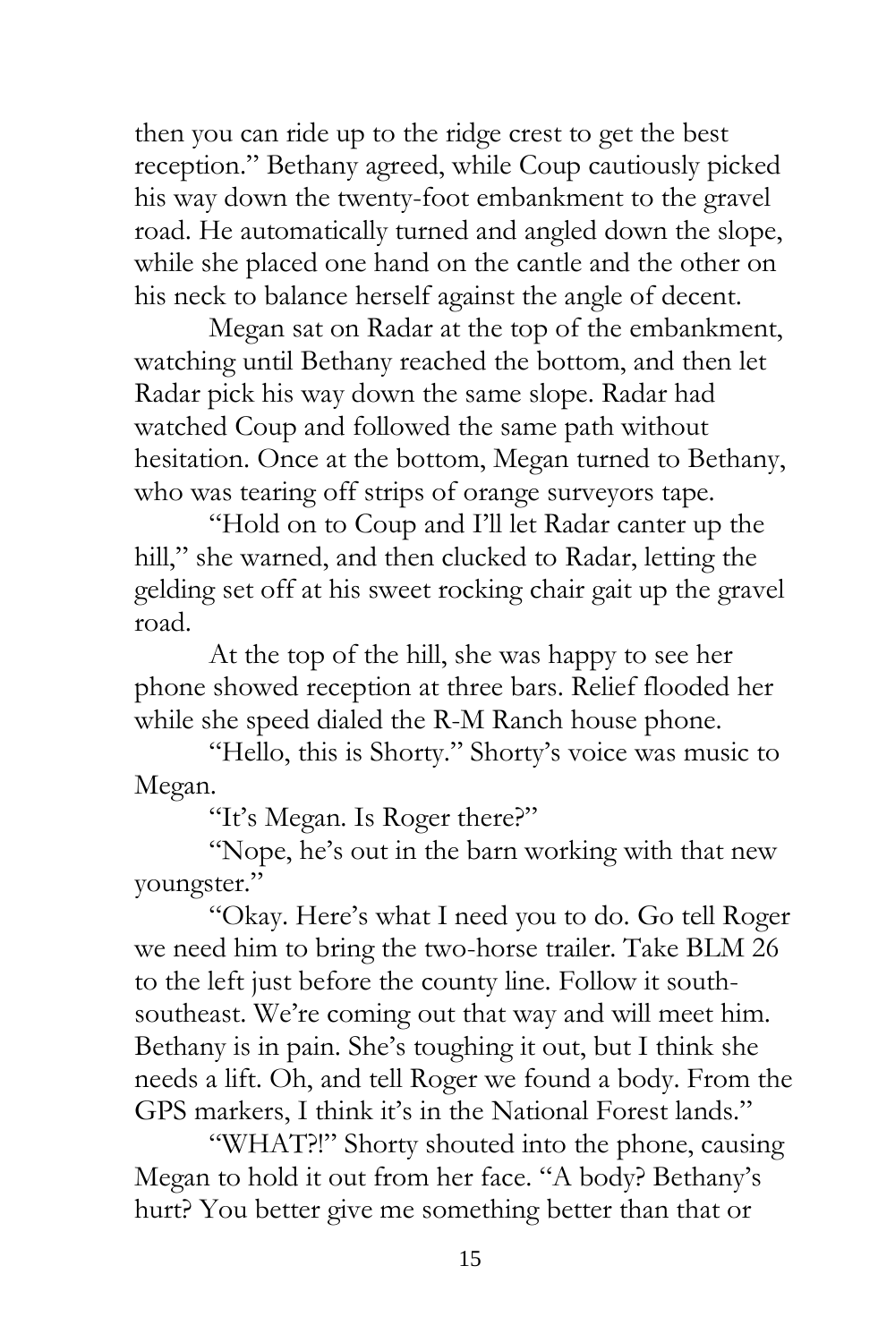then you can ride up to the ridge crest to get the best reception." Bethany agreed, while Coup cautiously picked his way down the twenty-foot embankment to the gravel road. He automatically turned and angled down the slope, while she placed one hand on the cantle and the other on his neck to balance herself against the angle of decent.

Megan sat on Radar at the top of the embankment, watching until Bethany reached the bottom, and then let Radar pick his way down the same slope. Radar had watched Coup and followed the same path without hesitation. Once at the bottom, Megan turned to Bethany, who was tearing off strips of orange surveyors tape.

"Hold on to Coup and I'll let Radar canter up the hill," she warned, and then clucked to Radar, letting the gelding set off at his sweet rocking chair gait up the gravel road.

At the top of the hill, she was happy to see her phone showed reception at three bars. Relief flooded her while she speed dialed the R-M Ranch house phone.

"Hello, this is Shorty." Shorty's voice was music to Megan.

"It's Megan. Is Roger there?"

"Nope, he's out in the barn working with that new youngster."

"Okay. Here's what I need you to do. Go tell Roger we need him to bring the two-horse trailer. Take BLM 26 to the left just before the county line. Follow it south-southeast. We're coming out that way and will meet him. Bethany is in pain. She's toughing it out, but I think she needs a lift. Oh, and tell Roger we found a body. From the GPS markers, I think it's in the National Forest lands."

"WHAT?!" Shorty shouted into the phone, causing Megan to hold it out from her face. "A body? Bethany's hurt? You better give me something better than that or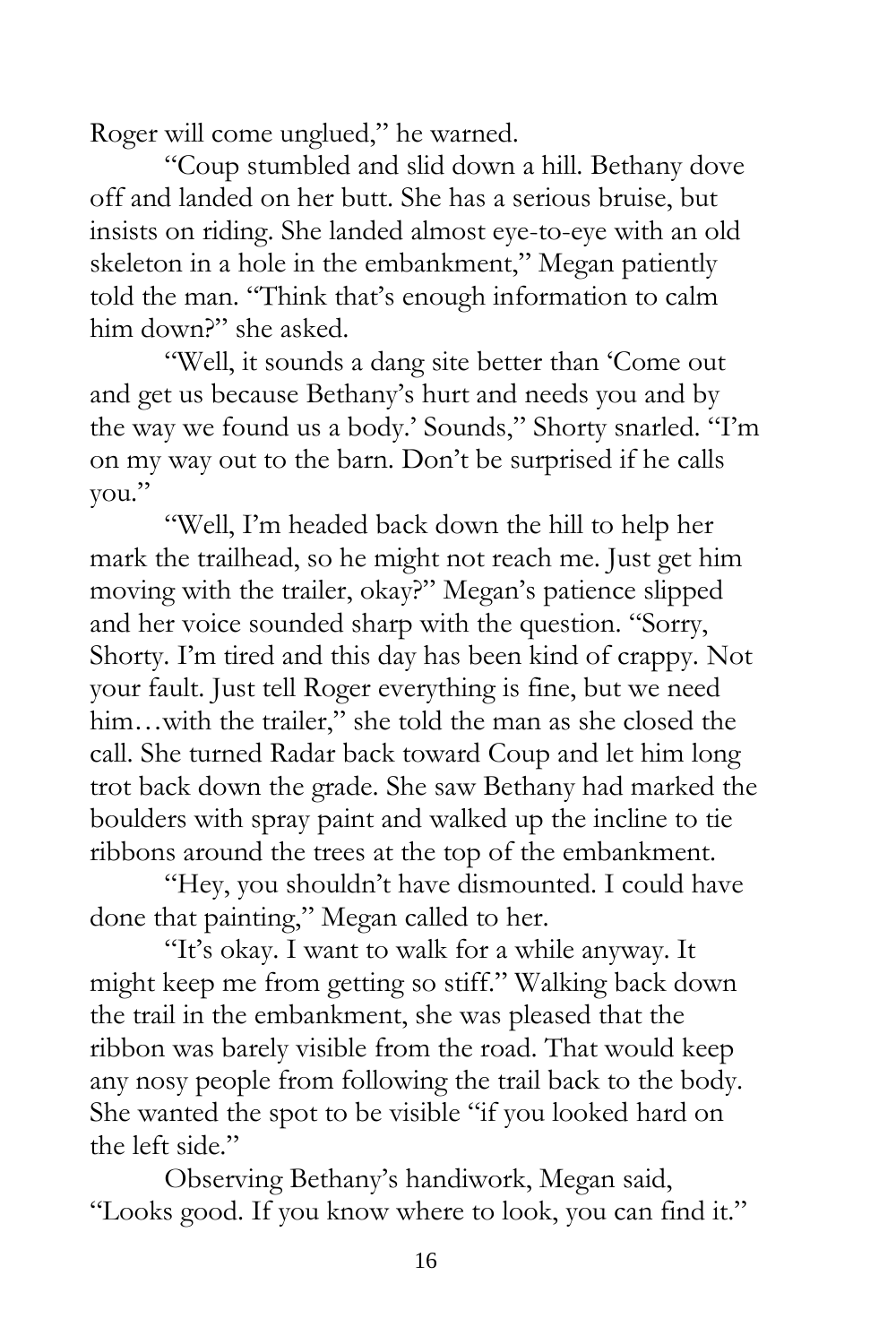Roger will come unglued," he warned.

"Coup stumbled and slid down a hill. Bethany dove off and landed on her butt. She has a serious bruise, but insists on riding. She landed almost eye-to-eye with an old skeleton in a hole in the embankment," Megan patiently told the man. "Think that's enough information to calm him down?" she asked.

"Well, it sounds a dang site better than 'Come out and get us because Bethany's hurt and needs you and by the way we found us a body.' Sounds," Shorty snarled. "I'm on my way out to the barn. Don't be surprised if he calls you."

"Well, I'm headed back down the hill to help her mark the trailhead, so he might not reach me. Just get him moving with the trailer, okay?" Megan's patience slipped and her voice sounded sharp with the question. "Sorry, Shorty. I'm tired and this day has been kind of crappy. Not your fault. Just tell Roger everything is fine, but we need him…with the trailer," she told the man as she closed the call. She turned Radar back toward Coup and let him long trot back down the grade. She saw Bethany had marked the boulders with spray paint and walked up the incline to tie ribbons around the trees at the top of the embankment.

"Hey, you shouldn't have dismounted. I could have done that painting," Megan called to her.

"It's okay. I want to walk for a while anyway. It might keep me from getting so stiff." Walking back down the trail in the embankment, she was pleased that the ribbon was barely visible from the road. That would keep any nosy people from following the trail back to the body. She wanted the spot to be visible "if you looked hard on the left side."

Observing Bethany's handiwork, Megan said, "Looks good. If you know where to look, you can find it."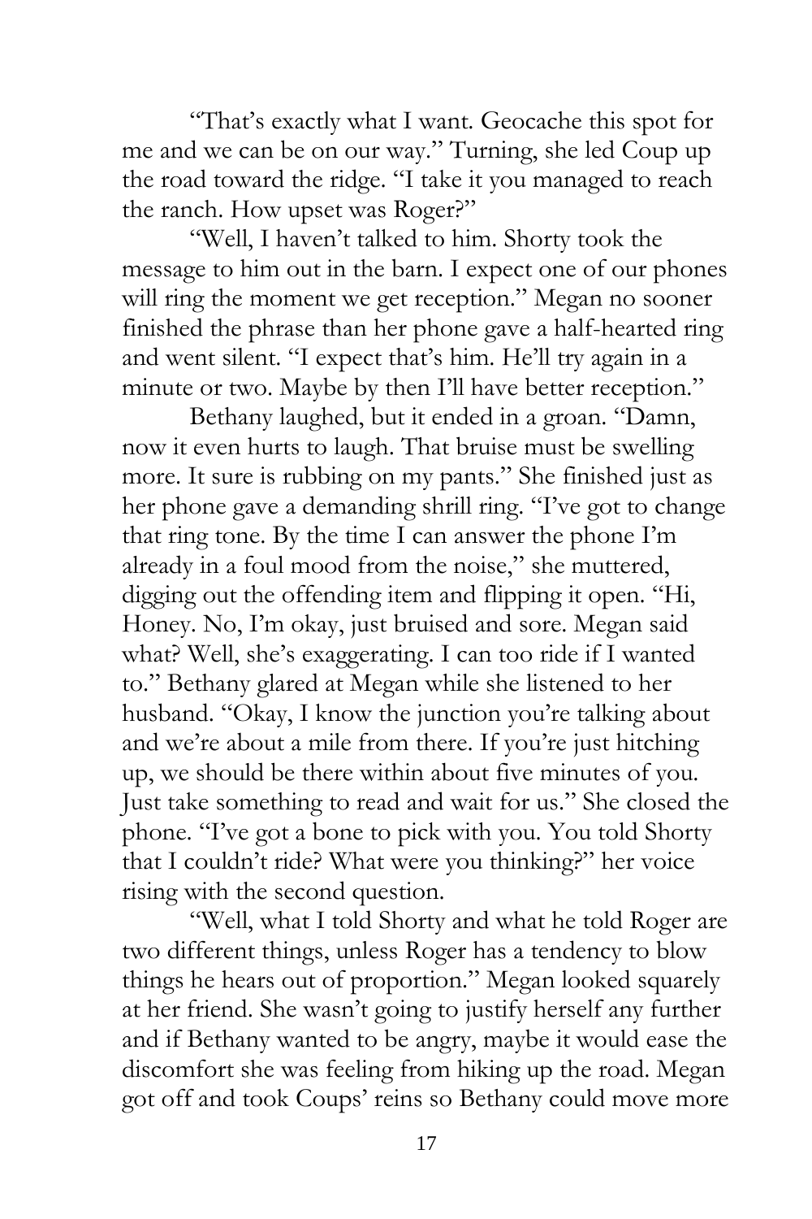"That's exactly what I want. Geocache this spot for me and we can be on our way." Turning, she led Coup up the road toward the ridge. "I take it you managed to reach the ranch. How upset was Roger?"

"Well, I haven't talked to him. Shorty took the message to him out in the barn. I expect one of our phones will ring the moment we get reception." Megan no sooner finished the phrase than her phone gave a half-hearted ring and went silent. "I expect that's him. He'll try again in a minute or two. Maybe by then I'll have better reception."

Bethany laughed, but it ended in a groan. "Damn, now it even hurts to laugh. That bruise must be swelling more. It sure is rubbing on my pants." She finished just as her phone gave a demanding shrill ring. "I've got to change that ring tone. By the time I can answer the phone I'm already in a foul mood from the noise," she muttered, digging out the offending item and flipping it open. "Hi, Honey. No, I'm okay, just bruised and sore. Megan said what? Well, she's exaggerating. I can too ride if I wanted to." Bethany glared at Megan while she listened to her husband. "Okay, I know the junction you're talking about and we're about a mile from there. If you're just hitching up, we should be there within about five minutes of you. Just take something to read and wait for us." She closed the phone. "I've got a bone to pick with you. You told Shorty that I couldn't ride? What were you thinking?" her voice rising with the second question.

"Well, what I told Shorty and what he told Roger are two different things, unless Roger has a tendency to blow things he hears out of proportion." Megan looked squarely at her friend. She wasn't going to justify herself any further and if Bethany wanted to be angry, maybe it would ease the discomfort she was feeling from hiking up the road. Megan got off and took Coups' reins so Bethany could move more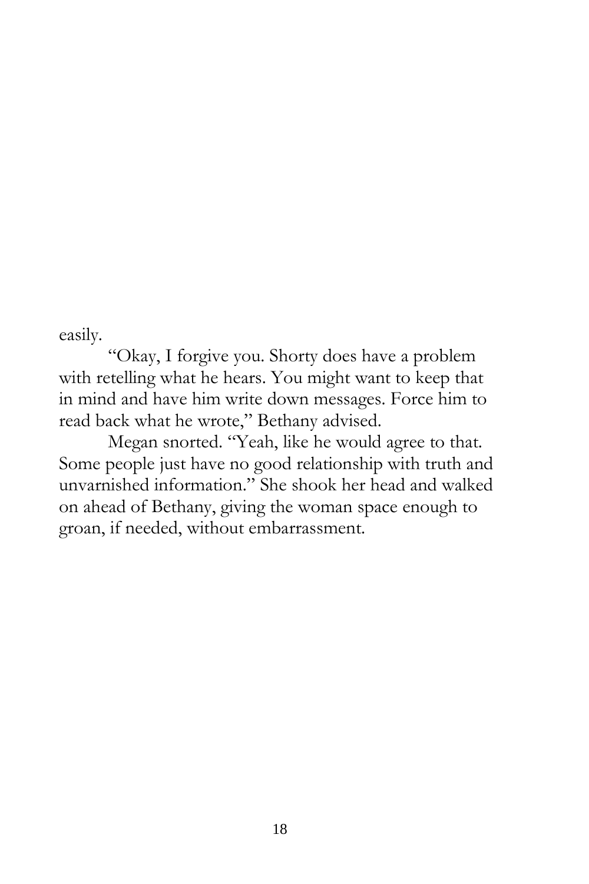easily.

"Okay, I forgive you. Shorty does have a problem with retelling what he hears. You might want to keep that in mind and have him write down messages. Force him to read back what he wrote," Bethany advised.

Megan snorted. "Yeah, like he would agree to that. Some people just have no good relationship with truth and unvarnished information." She shook her head and walked on ahead of Bethany, giving the woman space enough to groan, if needed, without embarrassment.